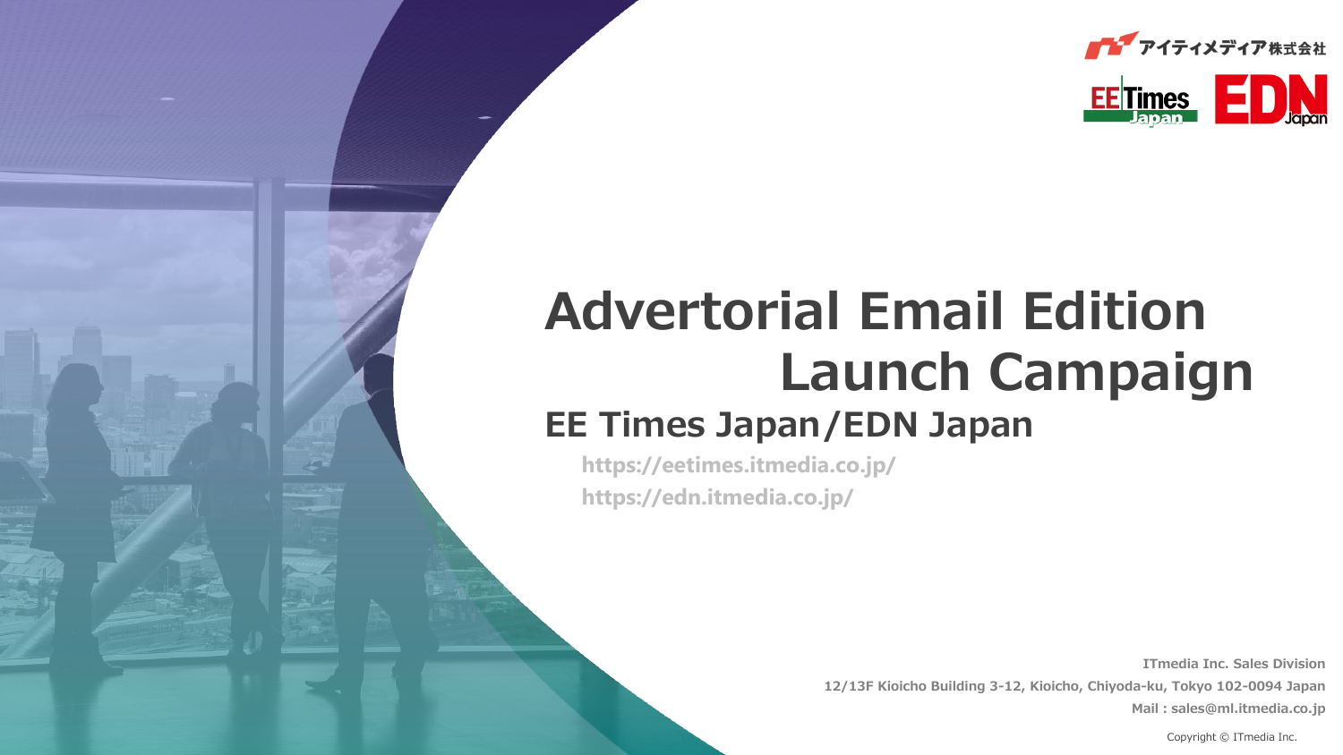アイティメディア株式会社

EE Times Japan　EDN Japan

# Advertorial Email Edition Launch Campaign

## EE Times Japan/EDN Japan

https://eetimes.itmedia.co.jp/
https://edn.itmedia.co.jp/

**ITmedia Inc. Sales Division**
**12/13F Kioicho Building 3-12, Kioicho, Chiyoda-ku, Tokyo 102-0094 Japan**
**Mail : sales@ml.itmedia.co.jp**

Copyright © ITmedia Inc.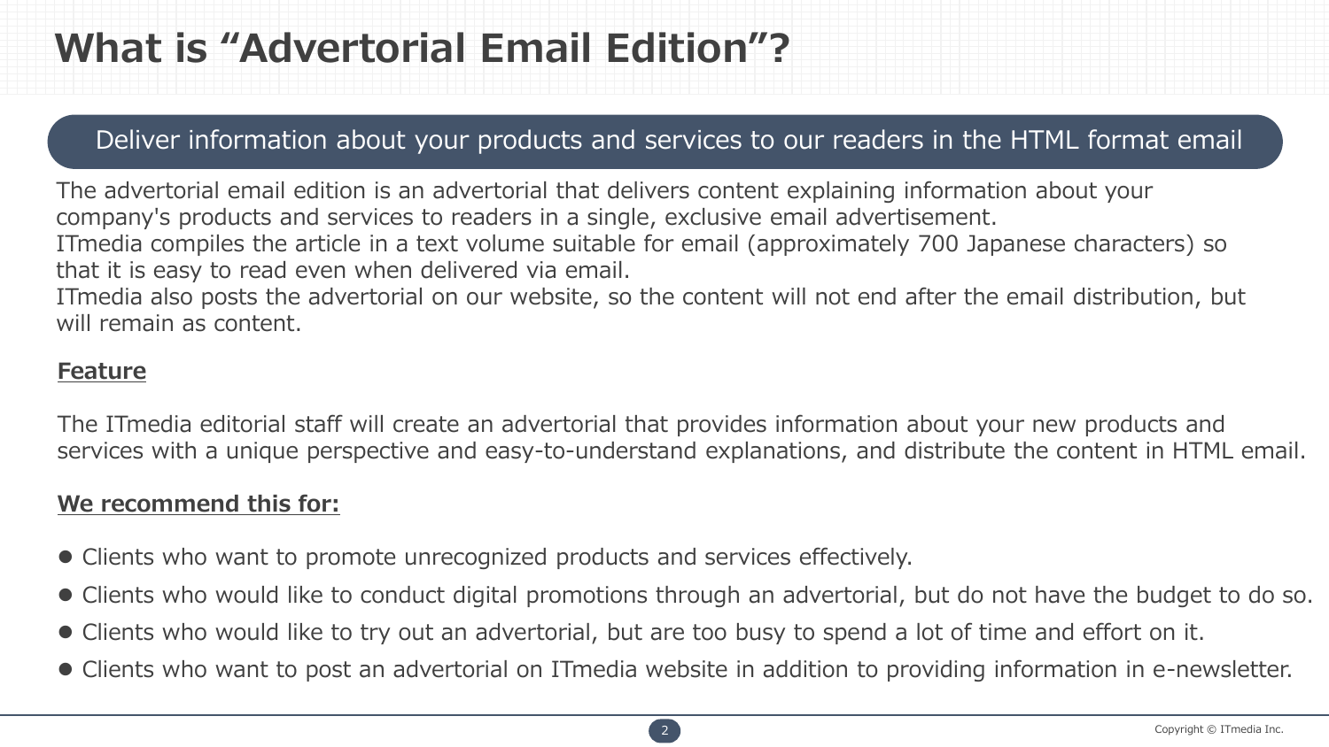# What is “Advertorial Email Edition”?

**Deliver information about your products and services to our readers in the HTML format email**

The advertorial email edition is an advertorial that delivers content explaining information about your company's products and services to readers in a single, exclusive email advertisement.
ITmedia compiles the article in a text volume suitable for email (approximately 700 Japanese characters) so that it is easy to read even when delivered via email.
ITmedia also posts the advertorial on our website, so the content will not end after the email distribution, but will remain as content.

**Feature**

The ITmedia editorial staff will create an advertorial that provides information about your new products and services with a unique perspective and easy-to-understand explanations, and distribute the content in HTML email.

**We recommend this for:**

- Clients who want to promote unrecognized products and services effectively.
- Clients who would like to conduct digital promotions through an advertorial, but do not have the budget to do so.
- Clients who would like to try out an advertorial, but are too busy to spend a lot of time and effort on it.
- Clients who want to post an advertorial on ITmedia website in addition to providing information in e-newsletter.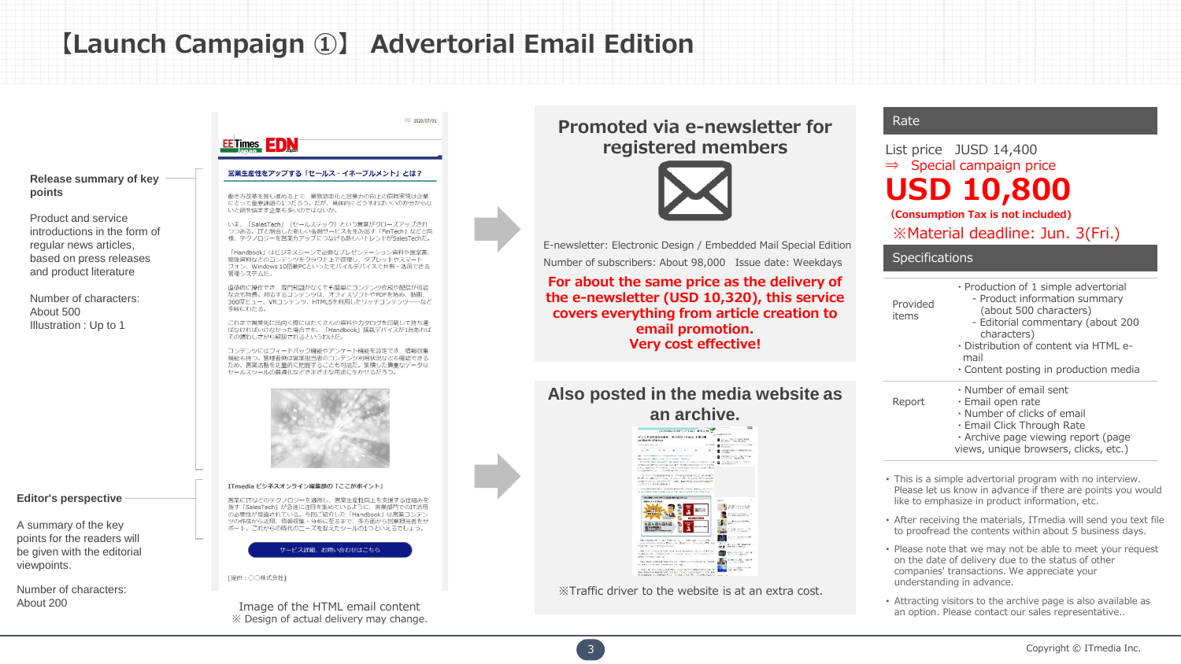# 【Launch Campaign ①】 Advertorial Email Edition

**Release summary of key points**

Product and service introductions in the form of regular news articles, based on press releases and product literature

Number of characters: About 500
Illustration : Up to 1

**Editor's perspective**

A summary of the key points for the readers will be given with the editorial viewpoints.

Number of characters: About 200

Image of the HTML email content
※ Design of actual delivery may change.

## Promoted via e-newsletter for registered members

E-newsletter: Electronic Design / Embedded Mail Special Edition
Number of subscribers: About 98,000 Issue date: Weekdays

**For about the same price as the delivery of the e-newsletter (USD 10,320), this service covers everything from article creation to email promotion.**
**Very cost effective!**

## Also posted in the media website as an archive.

※Traffic driver to the website is at an extra cost.

## Rate

List price JUSD 14,400
⇒ Special campaign price

**USD 10,800**

**(Consumption Tax is not included)**

※Material deadline: Jun. 3(Fri.)

## Specifications

| | |
|---|---|
| Provided items | ・Production of 1 simple advertorial<br>- Product information summary (about 500 characters)<br>- Editorial commentary (about 200 characters)<br>・Distribution of content via HTML e-mail<br>・Content posting in production media |
| Report | ・Number of email sent<br>・Email open rate<br>・Number of clicks of email<br>・Email Click Through Rate<br>・Archive page viewing report (page views, unique browsers, clicks, etc.) |

- This is a simple advertorial program with no interview. Please let us know in advance if there are points you would like to emphasize in product information, etc.
- After receiving the materials, ITmedia will send you text file to proofread the contents within about 5 business days.
- Please note that we may not be able to meet your request on the date of delivery due to the status of other companies' transactions. We appreciate your understanding in advance.
- Attracting visitors to the archive page is also available as an option. Please contact our sales representative..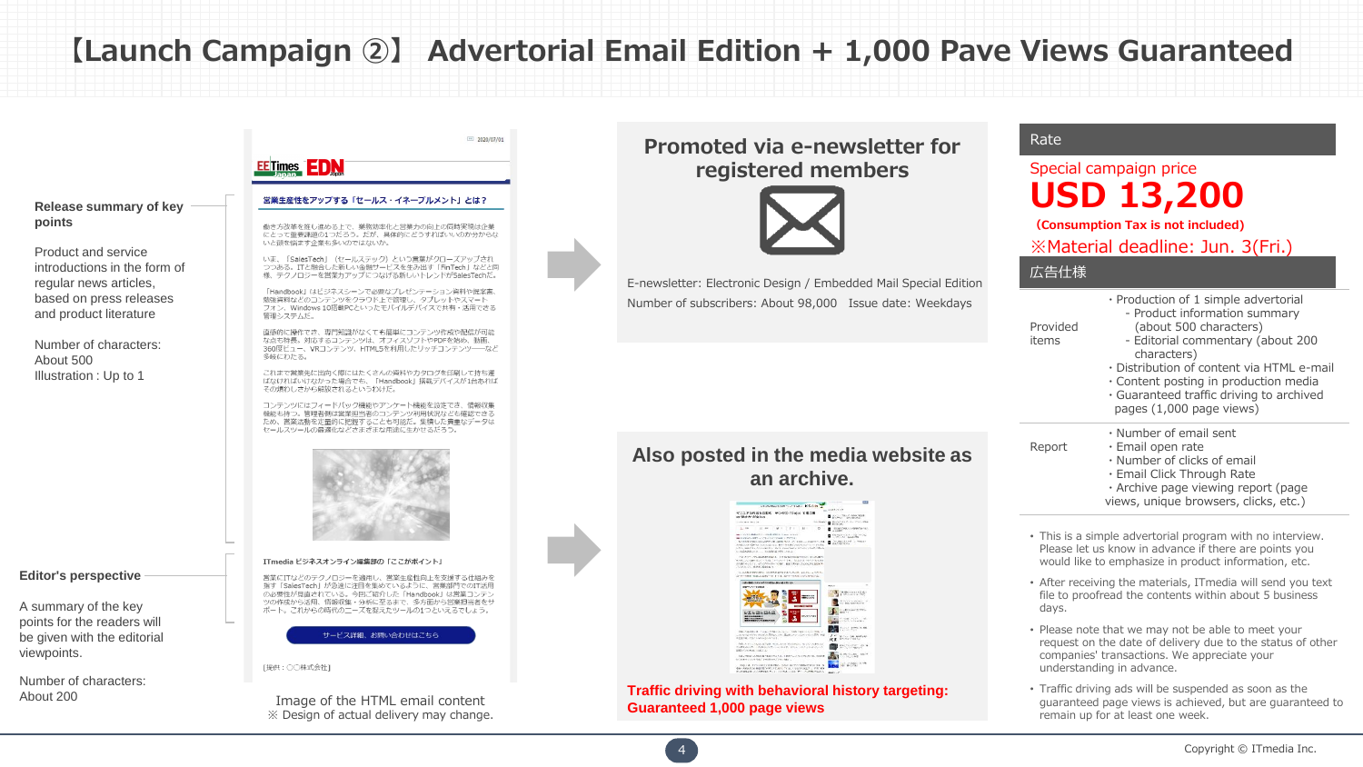# 【Launch Campaign ②】 Advertorial Email Edition + 1,000 Pave Views Guaranteed

**Release summary of key points**

Product and service introductions in the form of regular news articles, based on press releases and product literature

Number of characters: About 500
Illustration : Up to 1

**Editor's perspective**

A summary of the key points for the readers will be given with the editorial viewpoints.

Number of characters: About 200

Image of the HTML email content
※ Design of actual delivery may change.

## Promoted via e-newsletter for registered members

E-newsletter: Electronic Design / Embedded Mail Special Edition
Number of subscribers: About 98,000　Issue date: Weekdays

## Also posted in the media website as an archive.

**Traffic driving with behavioral history targeting: Guaranteed 1,000 page views**

## Rate

Special campaign price

# USD 13,200

**(Consumption Tax is not included)**

※Material deadline: Jun. 3(Fri.)

## 広告仕様

| | |
|---|---|
| Provided items | ・Production of 1 simple advertorial<br>- Product information summary (about 500 characters)<br>- Editorial commentary (about 200 characters)<br>・Distribution of content via HTML e-mail<br>・Content posting in production media<br>・Guaranteed traffic driving to archived pages (1,000 page views) |
| Report | ・Number of email sent<br>・Email open rate<br>・Number of clicks of email<br>・Email Click Through Rate<br>・Archive page viewing report (page views, unique browsers, clicks, etc.) |

- This is a simple advertorial program with no interview. Please let us know in advance if there are points you would like to emphasize in product information, etc.
- After receiving the materials, ITmedia will send you text file to proofread the contents within about 5 business days.
- Please note that we may not be able to meet your request on the date of delivery due to the status of other companies' transactions. We appreciate your understanding in advance.
- Traffic driving ads will be suspended as soon as the guaranteed page views is achieved, but are guaranteed to remain up for at least one week.

Copyright © ITmedia Inc.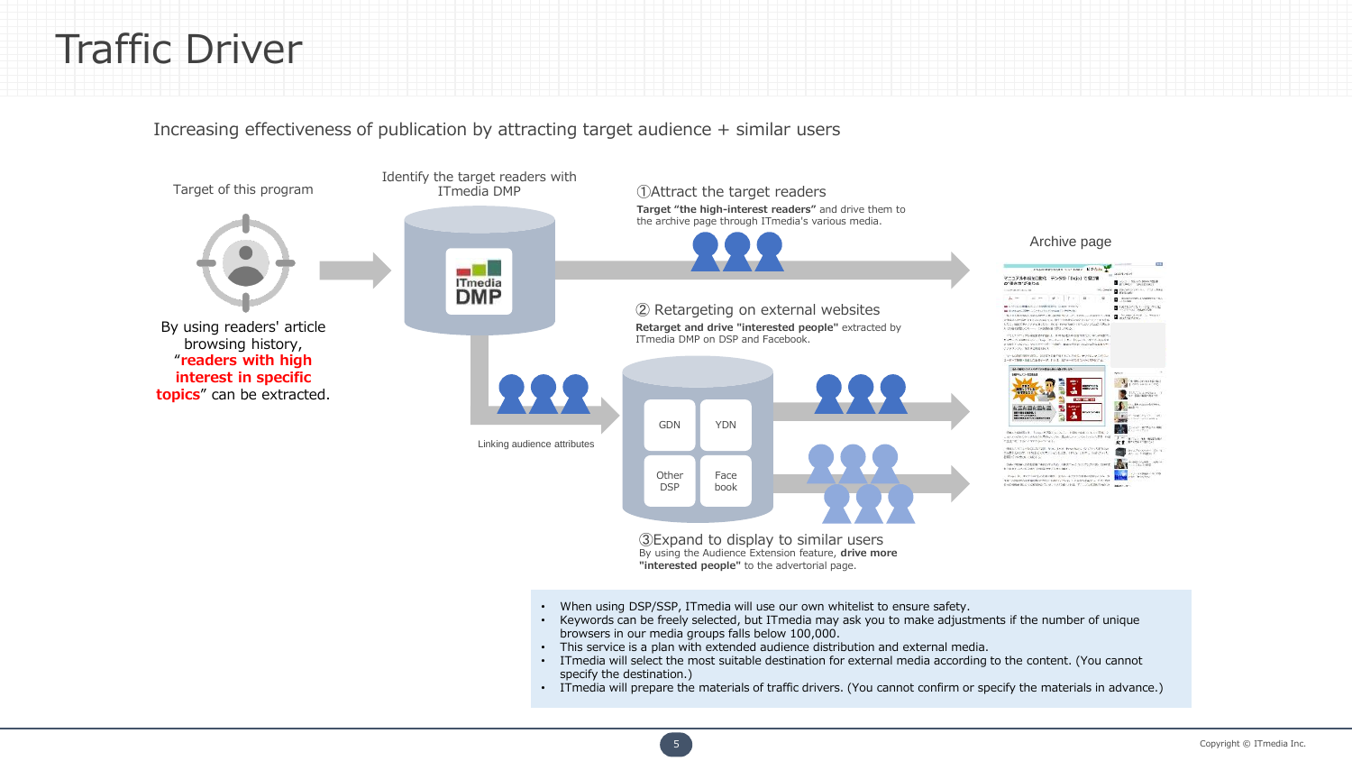# Traffic Driver

Increasing effectiveness of publication by attracting target audience + similar users

Target of this program

By using readers' article browsing history, "**readers with high interest in specific topics**" can be extracted.

Identify the target readers with ITmedia DMP

ITmedia DMP

Linking audience attributes

①Attract the target readers

**Target "the high-interest readers"** and drive them to the archive page through ITmedia's various media.

② Retargeting on external websites

**Retarget and drive "interested people"** extracted by ITmedia DMP on DSP and Facebook.

GDN | YDN | Other DSP | Face book

③Expand to display to similar users

By using the Audience Extension feature, **drive more "interested people"** to the advertorial page.

Archive page

- When using DSP/SSP, ITmedia will use our own whitelist to ensure safety.
- Keywords can be freely selected, but ITmedia may ask you to make adjustments if the number of unique browsers in our media groups falls below 100,000.
- This service is a plan with extended audience distribution and external media.
- ITmedia will select the most suitable destination for external media according to the content. (You cannot specify the destination.)
- ITmedia will prepare the materials of traffic drivers. (You cannot confirm or specify the materials in advance.)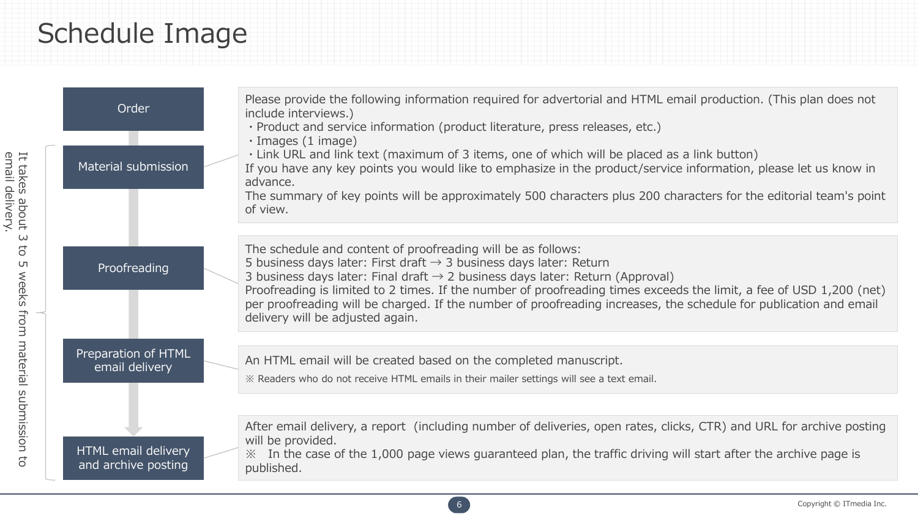# Schedule Image

*It takes about 3 to 5 weeks from material submission to email delivery.*

### Order

### Material submission

Please provide the following information required for advertorial and HTML email production. (This plan does not include interviews.)

・Product and service information (product literature, press releases, etc.)
・Images (1 image)
・Link URL and link text (maximum of 3 items, one of which will be placed as a link button)

If you have any key points you would like to emphasize in the product/service information, please let us know in advance.
The summary of key points will be approximately 500 characters plus 200 characters for the editorial team's point of view.

### Proofreading

The schedule and content of proofreading will be as follows:
5 business days later: First draft → 3 business days later: Return
3 business days later: Final draft → 2 business days later: Return (Approval)
Proofreading is limited to 2 times. If the number of proofreading times exceeds the limit, a fee of USD 1,200 (net) per proofreading will be charged. If the number of proofreading increases, the schedule for publication and email delivery will be adjusted again.

### Preparation of HTML email delivery

An HTML email will be created based on the completed manuscript.
※ Readers who do not receive HTML emails in their mailer settings will see a text email.

### HTML email delivery and archive posting

After email delivery, a report (including number of deliveries, open rates, clicks, CTR) and URL for archive posting will be provided.
※ In the case of the 1,000 page views guaranteed plan, the traffic driving will start after the archive page is published.

Copyright © ITmedia Inc.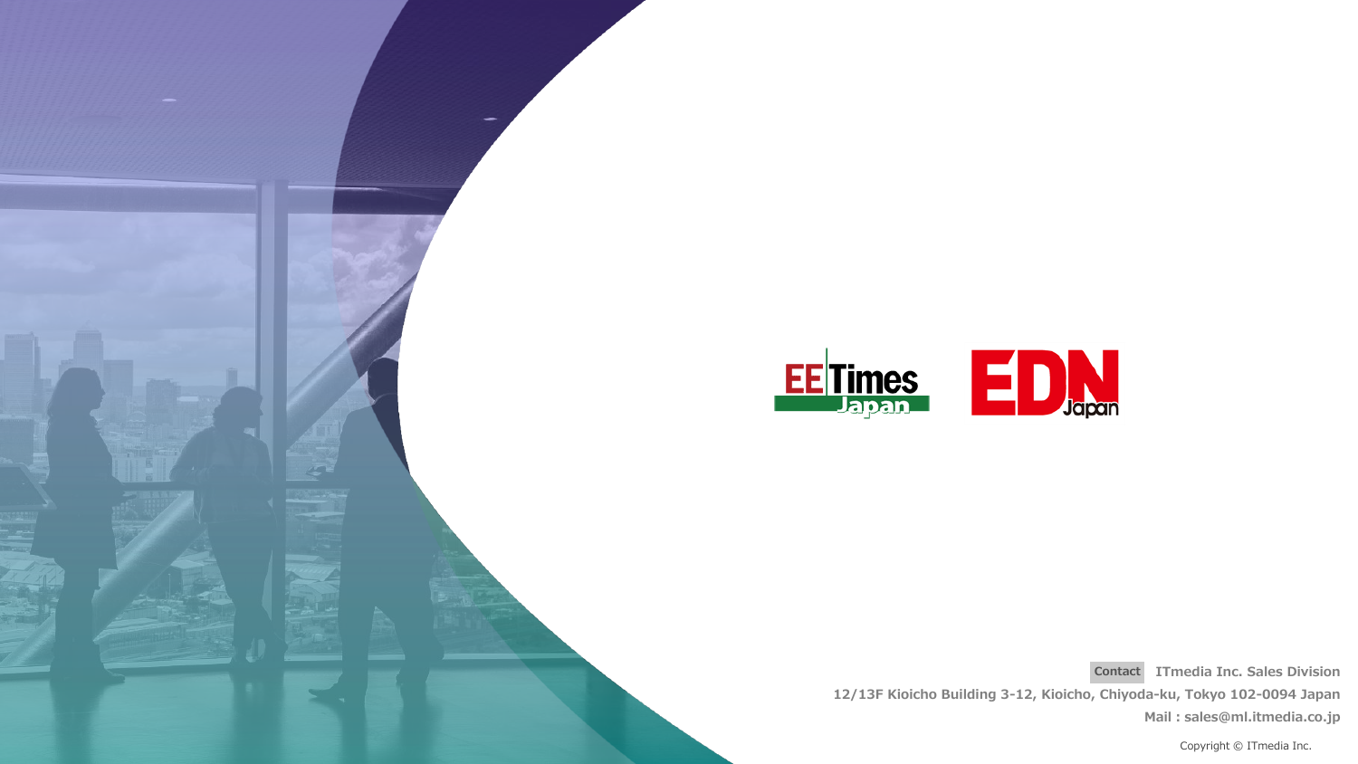EE Times Japan

EDN Japan

Contact ITmedia Inc. Sales Division

12/13F Kioicho Building 3-12, Kioicho, Chiyoda-ku, Tokyo 102-0094 Japan

Mail : sales@ml.itmedia.co.jp

Copyright © ITmedia Inc.